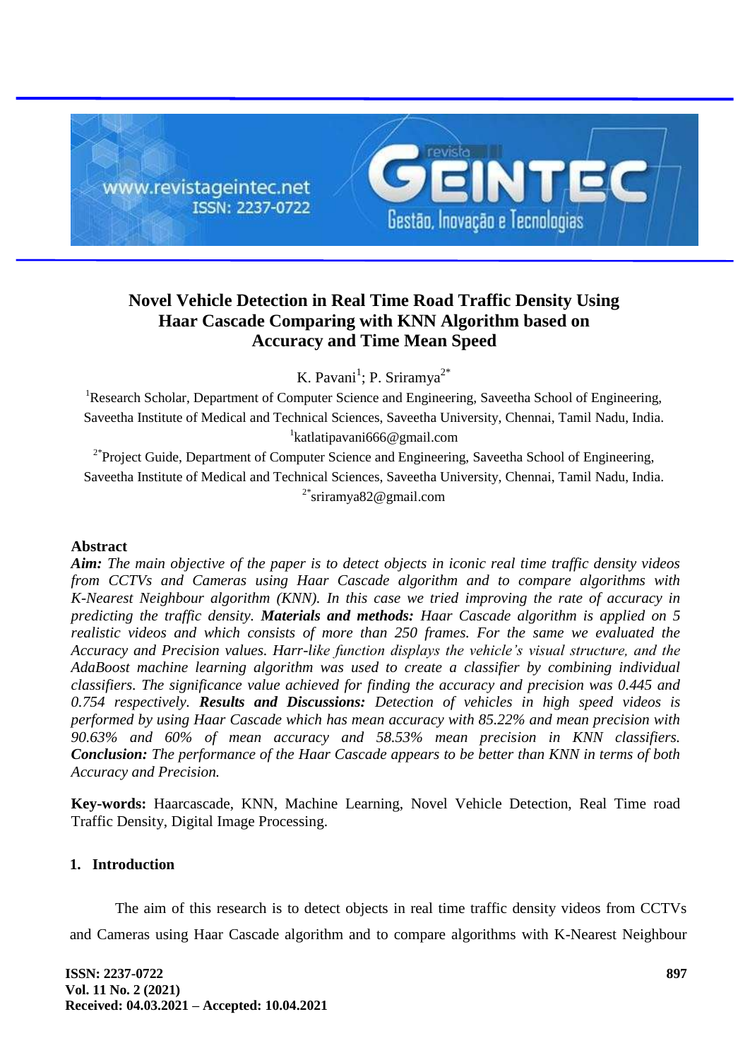# Novel Vehicle Detection in Real Time Road Traffic Density Using Haar Cascade Comparing with KNN Algorithm based on Accuracy and Time Mean Speed

K. Pavani[1]; P. Sriramya[2*]

[1]Research Scholar, Department of Computer Science and Engineering, Saveetha School of Engineering, Saveetha Institute of Medical and Technical Sciences, Saveetha University, Chennai, Tamil Nadu, India.
[1]katlatipavani666@gmail.com

[2*]Project Guide, Department of Computer Science and Engineering, Saveetha School of Engineering, Saveetha Institute of Medical and Technical Sciences, Saveetha University, Chennai, Tamil Nadu, India.
[2*]sriramya82@gmail.com

## Abstract

***Aim:*** *The main objective of the paper is to detect objects in iconic real time traffic density videos from CCTVs and Cameras using Haar Cascade algorithm and to compare algorithms with K-Nearest Neighbour algorithm (KNN). In this case we tried improving the rate of accuracy in predicting the traffic density.* ***Materials and methods:*** *Haar Cascade algorithm is applied on 5 realistic videos and which consists of more than 250 frames. For the same we evaluated the Accuracy and Precision values. Harr-like function displays the vehicle's visual structure, and the AdaBoost machine learning algorithm was used to create a classifier by combining individual classifiers. The significance value achieved for finding the accuracy and precision was 0.445 and 0.754 respectively.* ***Results and Discussions:*** *Detection of vehicles in high speed videos is performed by using Haar Cascade which has mean accuracy with 85.22% and mean precision with 90.63% and 60% of mean accuracy and 58.53% mean precision in KNN classifiers.* ***Conclusion:*** *The performance of the Haar Cascade appears to be better than KNN in terms of both Accuracy and Precision.*

**Key-words:** Haarcascade, KNN, Machine Learning, Novel Vehicle Detection, Real Time road Traffic Density, Digital Image Processing.

## 1. Introduction

The aim of this research is to detect objects in real time traffic density videos from CCTVs and Cameras using Haar Cascade algorithm and to compare algorithms with K-Nearest Neighbour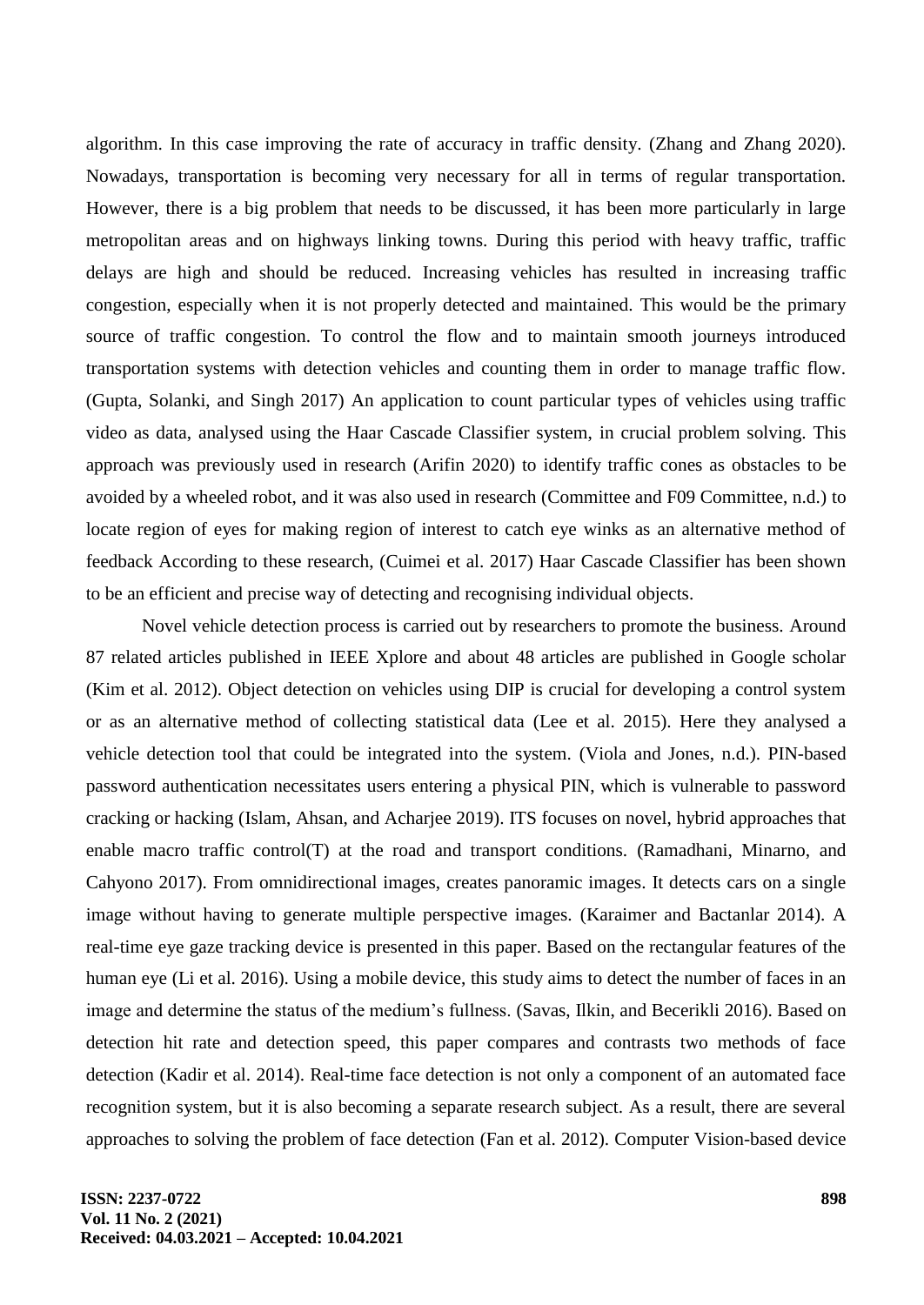algorithm. In this case improving the rate of accuracy in traffic density. (Zhang and Zhang 2020). Nowadays, transportation is becoming very necessary for all in terms of regular transportation. However, there is a big problem that needs to be discussed, it has been more particularly in large metropolitan areas and on highways linking towns. During this period with heavy traffic, traffic delays are high and should be reduced. Increasing vehicles has resulted in increasing traffic congestion, especially when it is not properly detected and maintained. This would be the primary source of traffic congestion. To control the flow and to maintain smooth journeys introduced transportation systems with detection vehicles and counting them in order to manage traffic flow. (Gupta, Solanki, and Singh 2017) An application to count particular types of vehicles using traffic video as data, analysed using the Haar Cascade Classifier system, in crucial problem solving. This approach was previously used in research (Arifin 2020) to identify traffic cones as obstacles to be avoided by a wheeled robot, and it was also used in research (Committee and F09 Committee, n.d.) to locate region of eyes for making region of interest to catch eye winks as an alternative method of feedback According to these research, (Cuimei et al. 2017) Haar Cascade Classifier has been shown to be an efficient and precise way of detecting and recognising individual objects.

Novel vehicle detection process is carried out by researchers to promote the business. Around 87 related articles published in IEEE Xplore and about 48 articles are published in Google scholar (Kim et al. 2012). Object detection on vehicles using DIP is crucial for developing a control system or as an alternative method of collecting statistical data (Lee et al. 2015). Here they analysed a vehicle detection tool that could be integrated into the system. (Viola and Jones, n.d.). PIN-based password authentication necessitates users entering a physical PIN, which is vulnerable to password cracking or hacking (Islam, Ahsan, and Acharjee 2019). ITS focuses on novel, hybrid approaches that enable macro traffic control(T) at the road and transport conditions. (Ramadhani, Minarno, and Cahyono 2017). From omnidirectional images, creates panoramic images. It detects cars on a single image without having to generate multiple perspective images. (Karaimer and Bactanlar 2014). A real-time eye gaze tracking device is presented in this paper. Based on the rectangular features of the human eye (Li et al. 2016). Using a mobile device, this study aims to detect the number of faces in an image and determine the status of the medium's fullness. (Savas, Ilkin, and Becerikli 2016). Based on detection hit rate and detection speed, this paper compares and contrasts two methods of face detection (Kadir et al. 2014). Real-time face detection is not only a component of an automated face recognition system, but it is also becoming a separate research subject. As a result, there are several approaches to solving the problem of face detection (Fan et al. 2012). Computer Vision-based device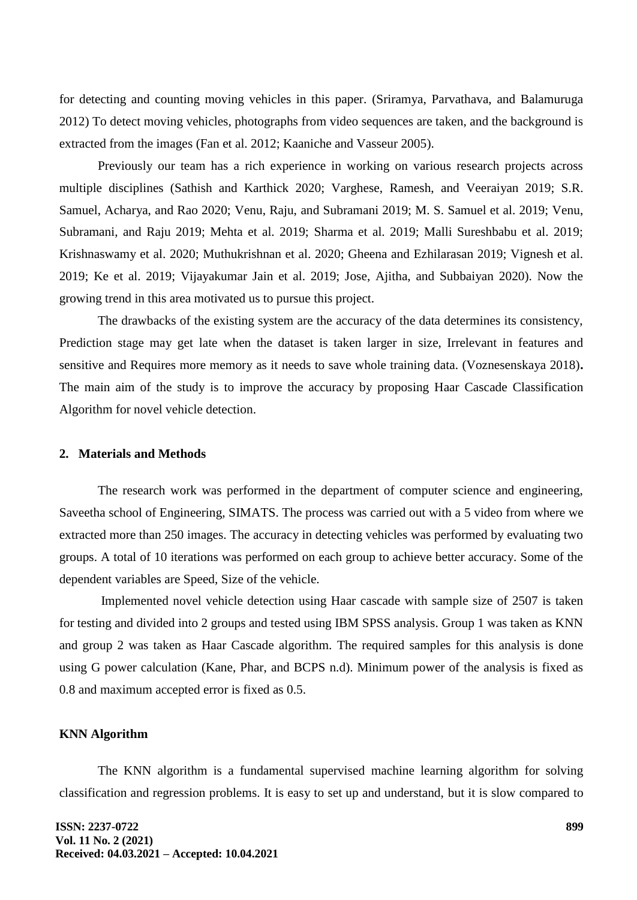for detecting and counting moving vehicles in this paper. (Sriramya, Parvathava, and Balamuruga 2012) To detect moving vehicles, photographs from video sequences are taken, and the background is extracted from the images (Fan et al. 2012; Kaaniche and Vasseur 2005).

Previously our team has a rich experience in working on various research projects across multiple disciplines (Sathish and Karthick 2020; Varghese, Ramesh, and Veeraiyan 2019; S.R. Samuel, Acharya, and Rao 2020; Venu, Raju, and Subramani 2019; M. S. Samuel et al. 2019; Venu, Subramani, and Raju 2019; Mehta et al. 2019; Sharma et al. 2019; Malli Sureshbabu et al. 2019; Krishnaswamy et al. 2020; Muthukrishnan et al. 2020; Gheena and Ezhilarasan 2019; Vignesh et al. 2019; Ke et al. 2019; Vijayakumar Jain et al. 2019; Jose, Ajitha, and Subbaiyan 2020). Now the growing trend in this area motivated us to pursue this project.

The drawbacks of the existing system are the accuracy of the data determines its consistency, Prediction stage may get late when the dataset is taken larger in size, Irrelevant in features and sensitive and Requires more memory as it needs to save whole training data. (Voznesenskaya 2018)**.** The main aim of the study is to improve the accuracy by proposing Haar Cascade Classification Algorithm for novel vehicle detection.

## 2. Materials and Methods

The research work was performed in the department of computer science and engineering, Saveetha school of Engineering, SIMATS. The process was carried out with a 5 video from where we extracted more than 250 images. The accuracy in detecting vehicles was performed by evaluating two groups. A total of 10 iterations was performed on each group to achieve better accuracy. Some of the dependent variables are Speed, Size of the vehicle.

Implemented novel vehicle detection using Haar cascade with sample size of 2507 is taken for testing and divided into 2 groups and tested using IBM SPSS analysis. Group 1 was taken as KNN and group 2 was taken as Haar Cascade algorithm. The required samples for this analysis is done using G power calculation (Kane, Phar, and BCPS n.d). Minimum power of the analysis is fixed as 0.8 and maximum accepted error is fixed as 0.5.

### KNN Algorithm

The KNN algorithm is a fundamental supervised machine learning algorithm for solving classification and regression problems. It is easy to set up and understand, but it is slow compared to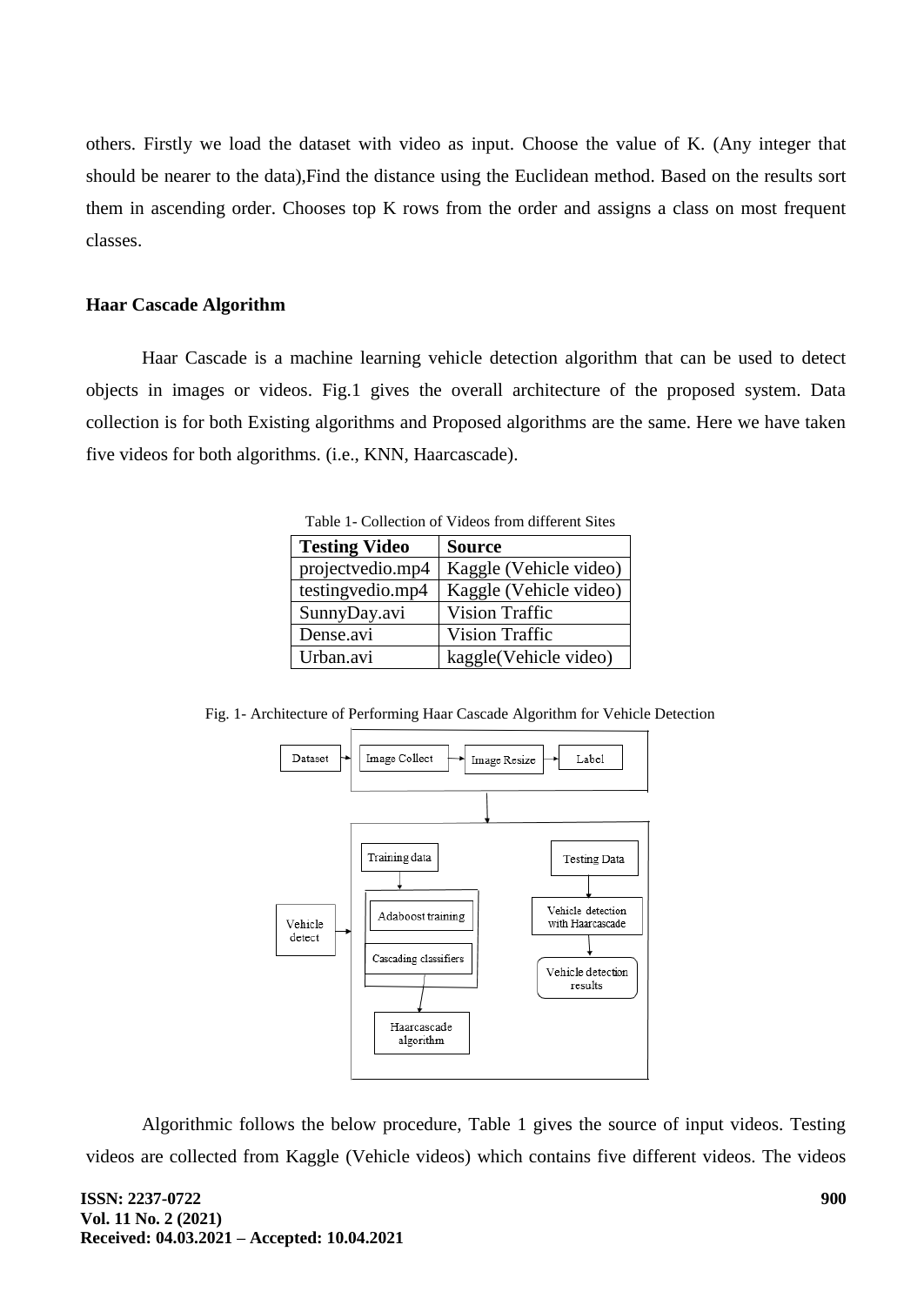others. Firstly we load the dataset with video as input. Choose the value of K. (Any integer that should be nearer to the data),Find the distance using the Euclidean method. Based on the results sort them in ascending order. Chooses top K rows from the order and assigns a class on most frequent classes.

### Haar Cascade Algorithm

Haar Cascade is a machine learning vehicle detection algorithm that can be used to detect objects in images or videos. Fig.1 gives the overall architecture of the proposed system. Data collection is for both Existing algorithms and Proposed algorithms are the same. Here we have taken five videos for both algorithms. (i.e., KNN, Haarcascade).

Table 1- Collection of Videos from different Sites

| Testing Video | Source |
|---|---|
| projectvedio.mp4 | Kaggle (Vehicle video) |
| testingvedio.mp4 | Kaggle (Vehicle video) |
| SunnyDay.avi | Vision Traffic |
| Dense.avi | Vision Traffic |
| Urban.avi | kaggle(Vehicle video) |

Fig. 1- Architecture of Performing Haar Cascade Algorithm for Vehicle Detection

Dataset → Image Collect → Image Resize → Label

Training data → Adaboost training → Cascading classifiers → Haarcascade algorithm

Vehicle detect

Testing Data → Vehicle detection with Haarcascade → Vehicle detection results

Algorithmic follows the below procedure, Table 1 gives the source of input videos. Testing videos are collected from Kaggle (Vehicle videos) which contains five different videos. The videos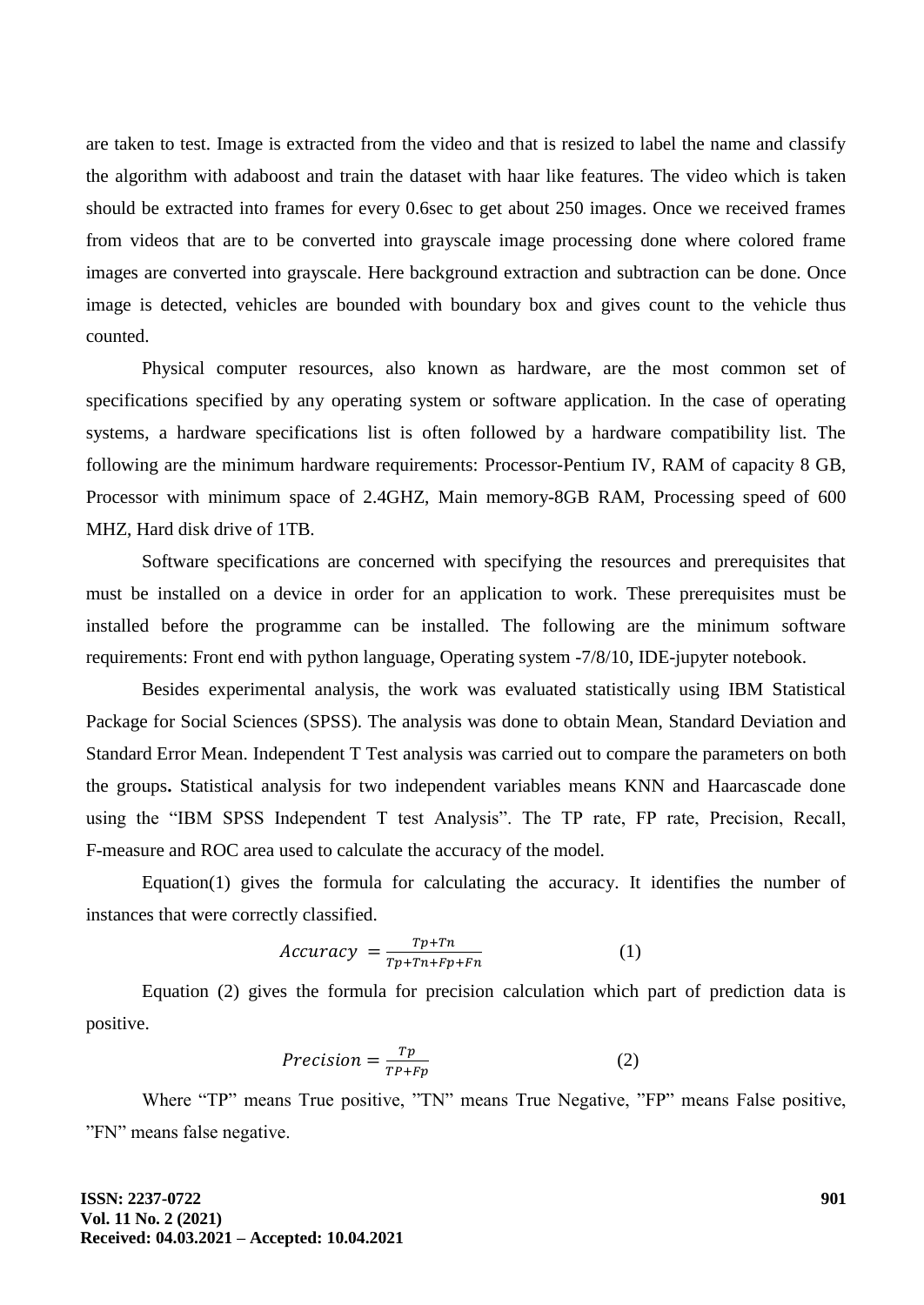are taken to test. Image is extracted from the video and that is resized to label the name and classify the algorithm with adaboost and train the dataset with haar like features. The video which is taken should be extracted into frames for every 0.6sec to get about 250 images. Once we received frames from videos that are to be converted into grayscale image processing done where colored frame images are converted into grayscale. Here background extraction and subtraction can be done. Once image is detected, vehicles are bounded with boundary box and gives count to the vehicle thus counted.

Physical computer resources, also known as hardware, are the most common set of specifications specified by any operating system or software application. In the case of operating systems, a hardware specifications list is often followed by a hardware compatibility list. The following are the minimum hardware requirements: Processor-Pentium IV, RAM of capacity 8 GB, Processor with minimum space of 2.4GHZ, Main memory-8GB RAM, Processing speed of 600 MHZ, Hard disk drive of 1TB.

Software specifications are concerned with specifying the resources and prerequisites that must be installed on a device in order for an application to work. These prerequisites must be installed before the programme can be installed. The following are the minimum software requirements: Front end with python language, Operating system -7/8/10, IDE-jupyter notebook.

Besides experimental analysis, the work was evaluated statistically using IBM Statistical Package for Social Sciences (SPSS). The analysis was done to obtain Mean, Standard Deviation and Standard Error Mean. Independent T Test analysis was carried out to compare the parameters on both the groups**.** Statistical analysis for two independent variables means KNN and Haarcascade done using the “IBM SPSS Independent T test Analysis”. The TP rate, FP rate, Precision, Recall, F-measure and ROC area used to calculate the accuracy of the model.

Equation(1) gives the formula for calculating the accuracy. It identifies the number of instances that were correctly classified.

$$Accuracy = \frac{Tp+Tn}{Tp+Tn+Fp+Fn} \qquad (1)$$

Equation (2) gives the formula for precision calculation which part of prediction data is positive.

$$Precision = \frac{Tp}{TP+Fp} \qquad (2)$$

Where “TP” means True positive, ”TN” means True Negative, ”FP” means False positive, ”FN” means false negative.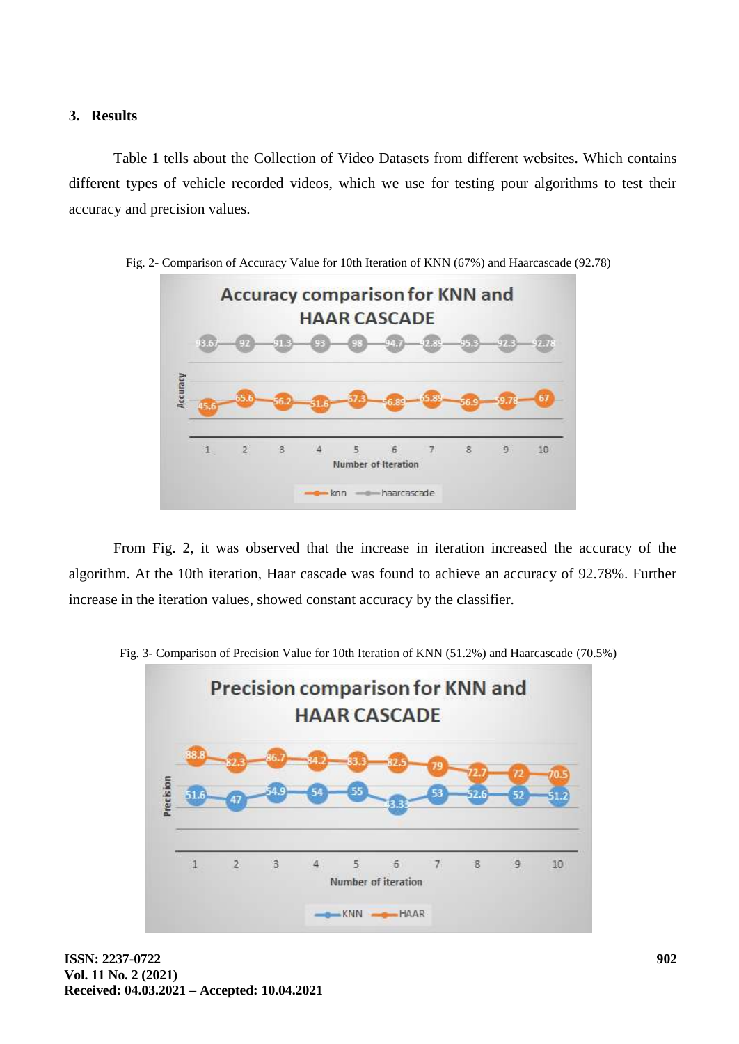## 3. Results

Table 1 tells about the Collection of Video Datasets from different websites. Which contains different types of vehicle recorded videos, which we use for testing pour algorithms to test their accuracy and precision values.

Fig. 2- Comparison of Accuracy Value for 10th Iteration of KNN (67%) and Haarcascade (92.78)

From Fig. 2, it was observed that the increase in iteration increased the accuracy of the algorithm. At the 10th iteration, Haar cascade was found to achieve an accuracy of 92.78%. Further increase in the iteration values, showed constant accuracy by the classifier.

Fig. 3- Comparison of Precision Value for 10th Iteration of KNN (51.2%) and Haarcascade (70.5%)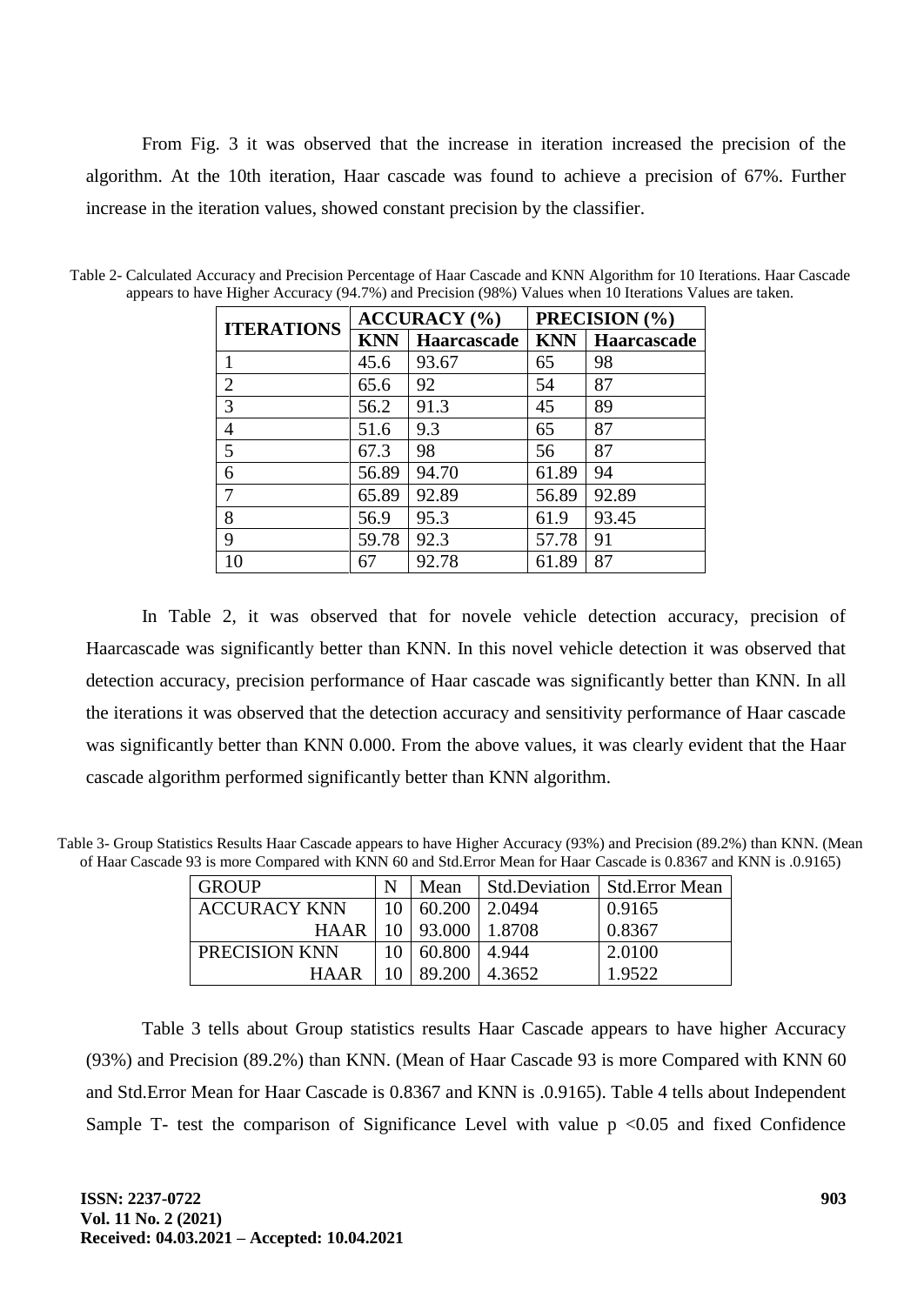From Fig. 3 it was observed that the increase in iteration increased the precision of the algorithm. At the 10th iteration, Haar cascade was found to achieve a precision of 67%. Further increase in the iteration values, showed constant precision by the classifier.

Table 2- Calculated Accuracy and Precision Percentage of Haar Cascade and KNN Algorithm for 10 Iterations. Haar Cascade appears to have Higher Accuracy (94.7%) and Precision (98%) Values when 10 Iterations Values are taken.

| ITERATIONS | ACCURACY (%) | | PRECISION (%) | |
|---|---|---|---|---|
| | **KNN** | **Haarcascade** | **KNN** | **Haarcascade** |
| 1 | 45.6 | 93.67 | 65 | 98 |
| 2 | 65.6 | 92 | 54 | 87 |
| 3 | 56.2 | 91.3 | 45 | 89 |
| 4 | 51.6 | 9.3 | 65 | 87 |
| 5 | 67.3 | 98 | 56 | 87 |
| 6 | 56.89 | 94.70 | 61.89 | 94 |
| 7 | 65.89 | 92.89 | 56.89 | 92.89 |
| 8 | 56.9 | 95.3 | 61.9 | 93.45 |
| 9 | 59.78 | 92.3 | 57.78 | 91 |
| 10 | 67 | 92.78 | 61.89 | 87 |

In Table 2, it was observed that for novele vehicle detection accuracy, precision of Haarcascade was significantly better than KNN. In this novel vehicle detection it was observed that detection accuracy, precision performance of Haar cascade was significantly better than KNN. In all the iterations it was observed that the detection accuracy and sensitivity performance of Haar cascade was significantly better than KNN 0.000. From the above values, it was clearly evident that the Haar cascade algorithm performed significantly better than KNN algorithm.

Table 3- Group Statistics Results Haar Cascade appears to have Higher Accuracy (93%) and Precision (89.2%) than KNN. (Mean of Haar Cascade 93 is more Compared with KNN 60 and Std.Error Mean for Haar Cascade is 0.8367 and KNN is .0.9165)

| GROUP | N | Mean | Std.Deviation | Std.Error Mean |
|---|---|---|---|---|
| ACCURACY KNN | 10 | 60.200 | 2.0494 | 0.9165 |
| HAAR | 10 | 93.000 | 1.8708 | 0.8367 |
| PRECISION KNN | 10 | 60.800 | 4.944 | 2.0100 |
| HAAR | 10 | 89.200 | 4.3652 | 1.9522 |

Table 3 tells about Group statistics results Haar Cascade appears to have higher Accuracy (93%) and Precision (89.2%) than KNN. (Mean of Haar Cascade 93 is more Compared with KNN 60 and Std.Error Mean for Haar Cascade is 0.8367 and KNN is .0.9165). Table 4 tells about Independent Sample T- test the comparison of Significance Level with value $p < 0.05$ and fixed Confidence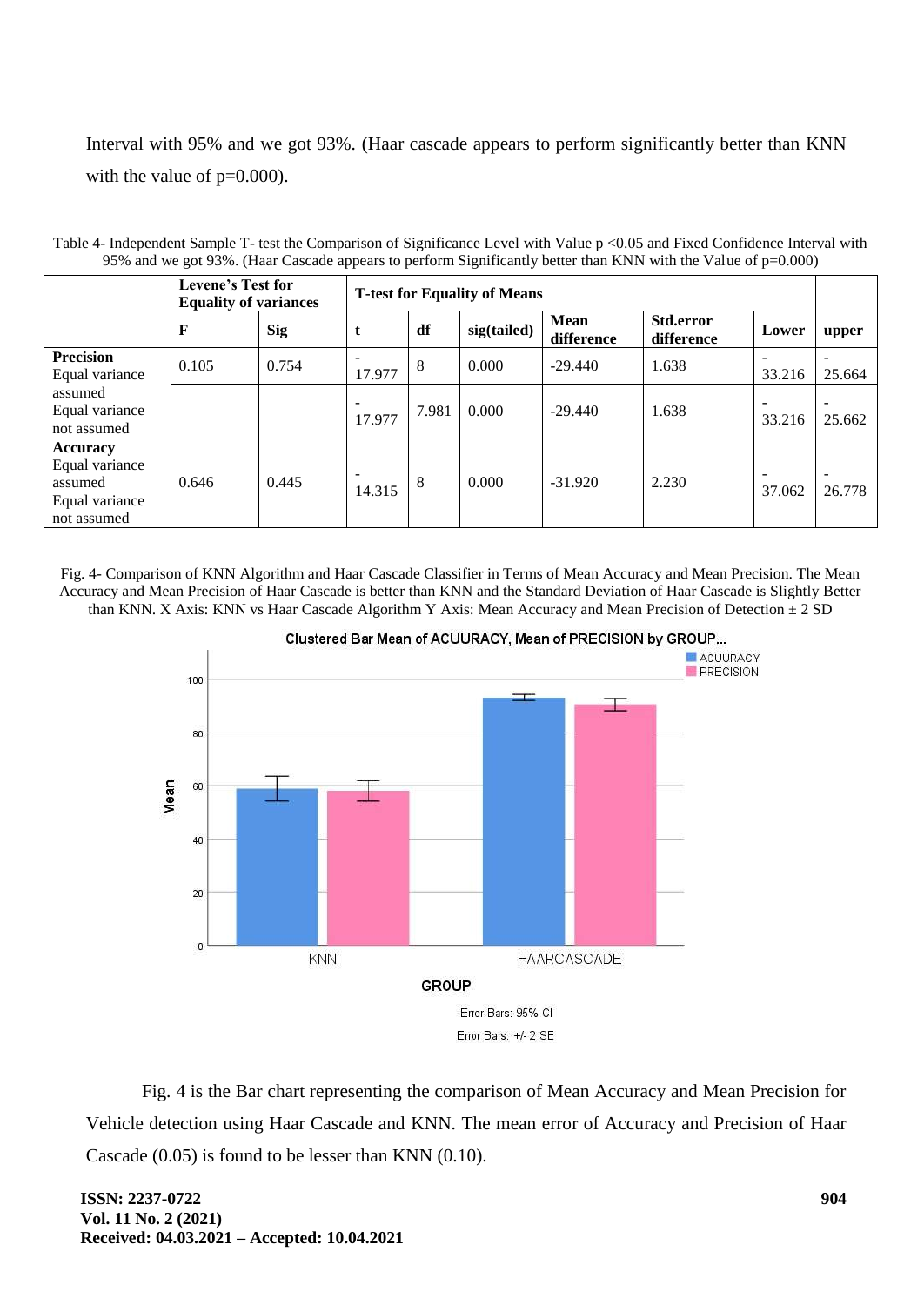Interval with 95% and we got 93%. (Haar cascade appears to perform significantly better than KNN with the value of p=0.000).

Table 4- Independent Sample T- test the Comparison of Significance Level with Value p <0.05 and Fixed Confidence Interval with 95% and we got 93%. (Haar Cascade appears to perform Significantly better than KNN with the Value of p=0.000)

| | Levene's Test for Equality of variances | | T-test for Equality of Means | | | | | | |
|---|---|---|---|---|---|---|---|---|---|
| | F | Sig | t | df | sig(tailed) | Mean difference | Std.error difference | Lower | upper |
| **Precision** Equal variance assumed | 0.105 | 0.754 | -17.977 | 8 | 0.000 | -29.440 | 1.638 | -33.216 | -25.664 |
| Equal variance not assumed | | | -17.977 | 7.981 | 0.000 | -29.440 | 1.638 | -33.216 | -25.662 |
| **Accuracy** Equal variance assumed Equal variance not assumed | 0.646 | 0.445 | -14.315 | 8 | 0.000 | -31.920 | 2.230 | -37.062 | -26.778 |

Fig. 4- Comparison of KNN Algorithm and Haar Cascade Classifier in Terms of Mean Accuracy and Mean Precision. The Mean Accuracy and Mean Precision of Haar Cascade is better than KNN and the Standard Deviation of Haar Cascade is Slightly Better than KNN. X Axis: KNN vs Haar Cascade Algorithm Y Axis: Mean Accuracy and Mean Precision of Detection ± 2 SD

Fig. 4 is the Bar chart representing the comparison of Mean Accuracy and Mean Precision for Vehicle detection using Haar Cascade and KNN. The mean error of Accuracy and Precision of Haar Cascade (0.05) is found to be lesser than KNN (0.10).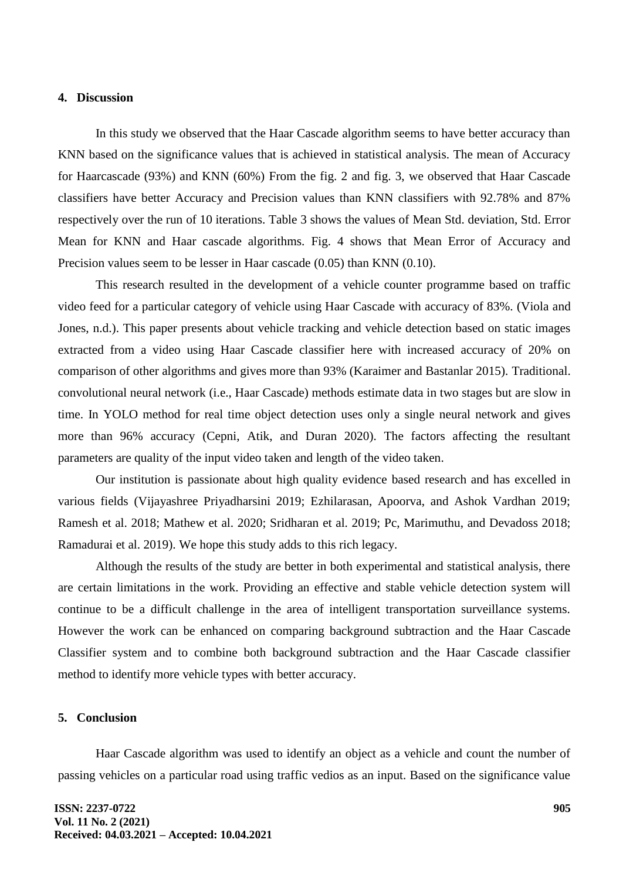## 4. Discussion

In this study we observed that the Haar Cascade algorithm seems to have better accuracy than KNN based on the significance values that is achieved in statistical analysis. The mean of Accuracy for Haarcascade (93%) and KNN (60%) From the fig. 2 and fig. 3, we observed that Haar Cascade classifiers have better Accuracy and Precision values than KNN classifiers with 92.78% and 87% respectively over the run of 10 iterations. Table 3 shows the values of Mean Std. deviation, Std. Error Mean for KNN and Haar cascade algorithms. Fig. 4 shows that Mean Error of Accuracy and Precision values seem to be lesser in Haar cascade (0.05) than KNN (0.10).

This research resulted in the development of a vehicle counter programme based on traffic video feed for a particular category of vehicle using Haar Cascade with accuracy of 83%. (Viola and Jones, n.d.). This paper presents about vehicle tracking and vehicle detection based on static images extracted from a video using Haar Cascade classifier here with increased accuracy of 20% on comparison of other algorithms and gives more than 93% (Karaimer and Bastanlar 2015). Traditional. convolutional neural network (i.e., Haar Cascade) methods estimate data in two stages but are slow in time. In YOLO method for real time object detection uses only a single neural network and gives more than 96% accuracy (Cepni, Atik, and Duran 2020). The factors affecting the resultant parameters are quality of the input video taken and length of the video taken.

Our institution is passionate about high quality evidence based research and has excelled in various fields (Vijayashree Priyadharsini 2019; Ezhilarasan, Apoorva, and Ashok Vardhan 2019; Ramesh et al. 2018; Mathew et al. 2020; Sridharan et al. 2019; Pc, Marimuthu, and Devadoss 2018; Ramadurai et al. 2019). We hope this study adds to this rich legacy.

Although the results of the study are better in both experimental and statistical analysis, there are certain limitations in the work. Providing an effective and stable vehicle detection system will continue to be a difficult challenge in the area of intelligent transportation surveillance systems. However the work can be enhanced on comparing background subtraction and the Haar Cascade Classifier system and to combine both background subtraction and the Haar Cascade classifier method to identify more vehicle types with better accuracy.

## 5. Conclusion

Haar Cascade algorithm was used to identify an object as a vehicle and count the number of passing vehicles on a particular road using traffic vedios as an input. Based on the significance value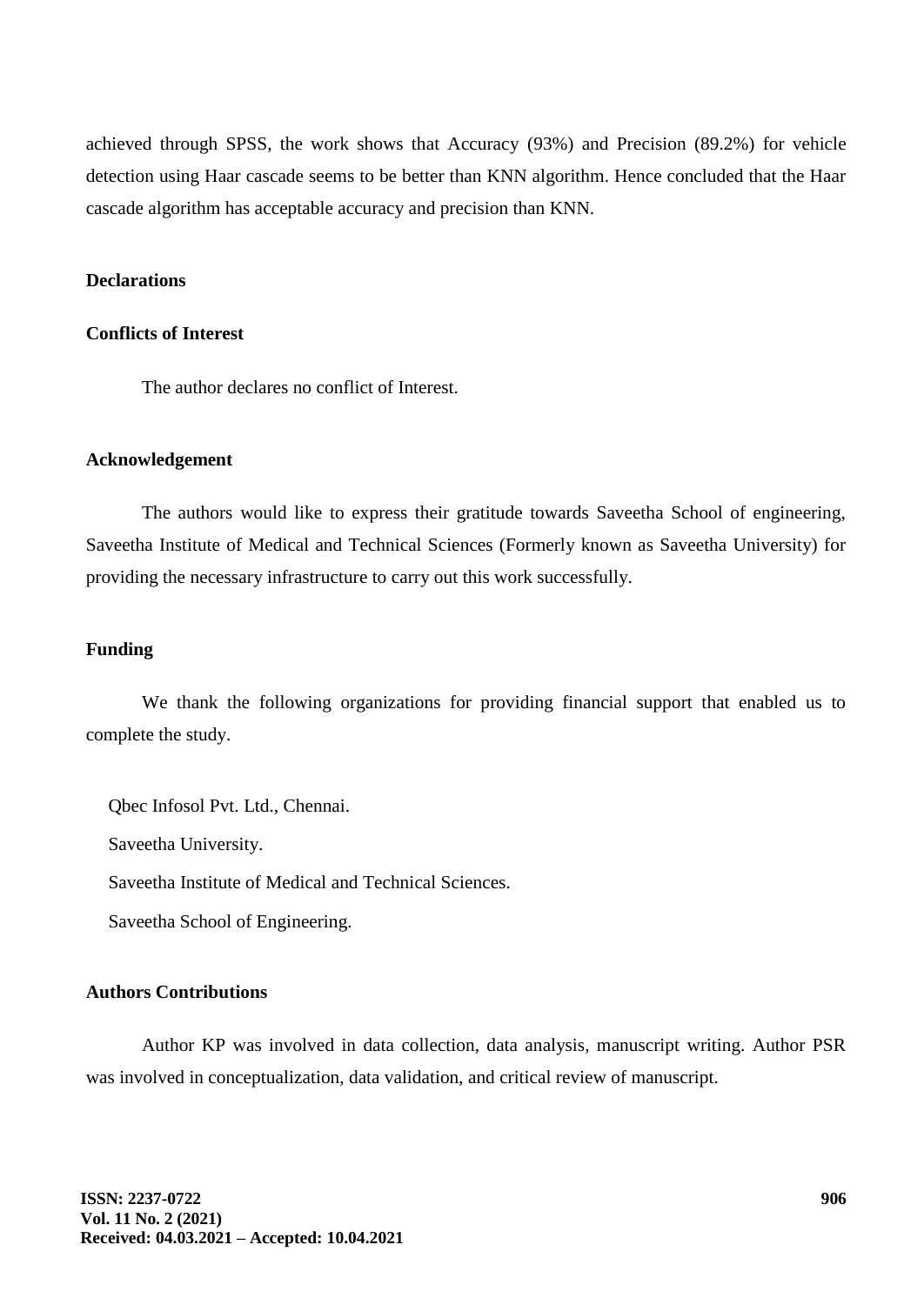achieved through SPSS, the work shows that Accuracy (93%) and Precision (89.2%) for vehicle detection using Haar cascade seems to be better than KNN algorithm. Hence concluded that the Haar cascade algorithm has acceptable accuracy and precision than KNN.

**Declarations**

**Conflicts of Interest**

The author declares no conflict of Interest.

**Acknowledgement**

The authors would like to express their gratitude towards Saveetha School of engineering, Saveetha Institute of Medical and Technical Sciences (Formerly known as Saveetha University) for providing the necessary infrastructure to carry out this work successfully.

**Funding**

We thank the following organizations for providing financial support that enabled us to complete the study.

Qbec Infosol Pvt. Ltd., Chennai.

Saveetha University.

Saveetha Institute of Medical and Technical Sciences.

Saveetha School of Engineering.

**Authors Contributions**

Author KP was involved in data collection, data analysis, manuscript writing. Author PSR was involved in conceptualization, data validation, and critical review of manuscript.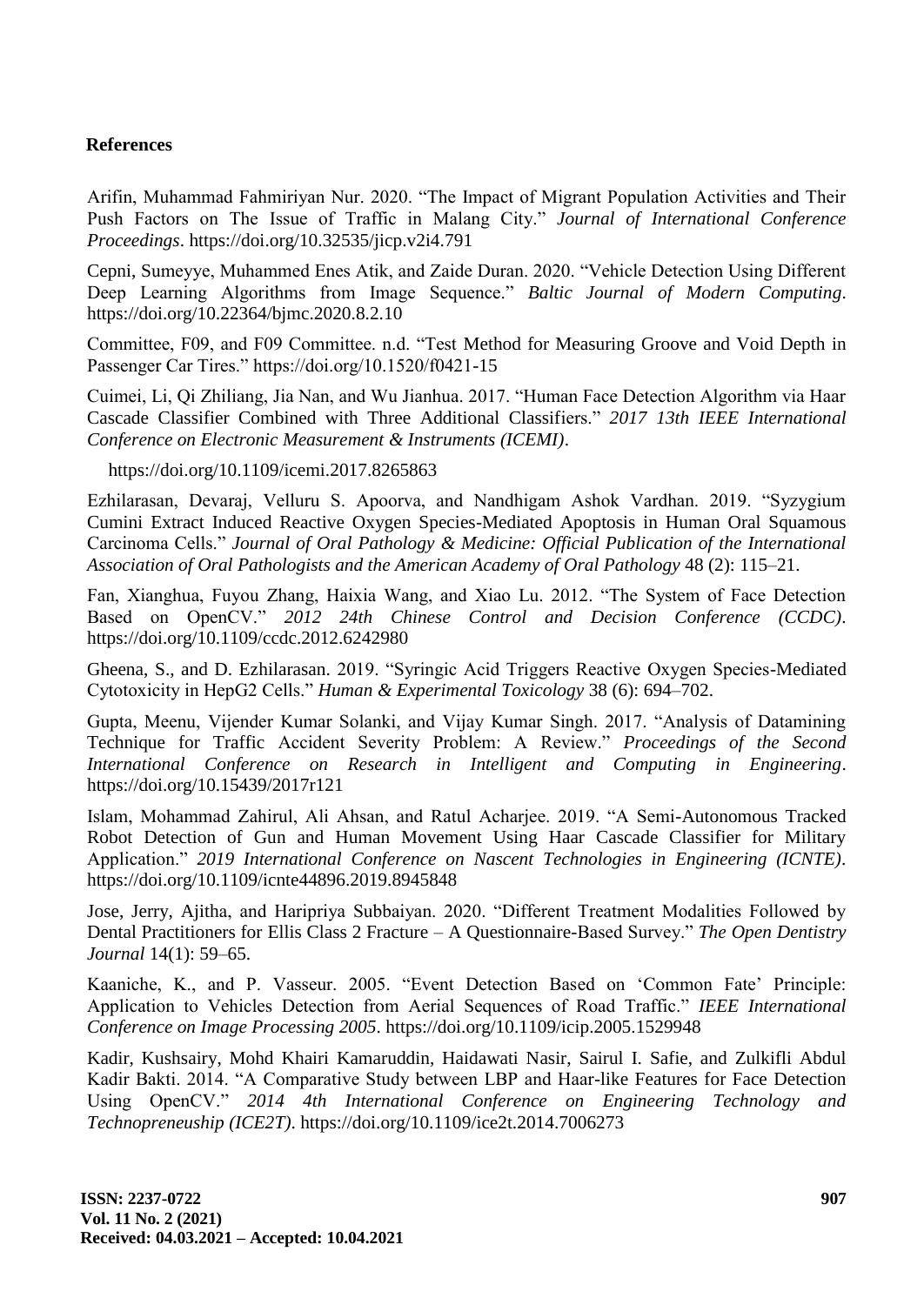## References

Arifin, Muhammad Fahmiriyan Nur. 2020. "The Impact of Migrant Population Activities and Their Push Factors on The Issue of Traffic in Malang City." *Journal of International Conference Proceedings*. https://doi.org/10.32535/jicp.v2i4.791

Cepni, Sumeyye, Muhammed Enes Atik, and Zaide Duran. 2020. "Vehicle Detection Using Different Deep Learning Algorithms from Image Sequence." *Baltic Journal of Modern Computing*. https://doi.org/10.22364/bjmc.2020.8.2.10

Committee, F09, and F09 Committee. n.d. "Test Method for Measuring Groove and Void Depth in Passenger Car Tires." https://doi.org/10.1520/f0421-15

Cuimei, Li, Qi Zhiliang, Jia Nan, and Wu Jianhua. 2017. "Human Face Detection Algorithm via Haar Cascade Classifier Combined with Three Additional Classifiers." *2017 13th IEEE International Conference on Electronic Measurement & Instruments (ICEMI)*.

https://doi.org/10.1109/icemi.2017.8265863

Ezhilarasan, Devaraj, Velluru S. Apoorva, and Nandhigam Ashok Vardhan. 2019. "Syzygium Cumini Extract Induced Reactive Oxygen Species-Mediated Apoptosis in Human Oral Squamous Carcinoma Cells." *Journal of Oral Pathology & Medicine: Official Publication of the International Association of Oral Pathologists and the American Academy of Oral Pathology* 48 (2): 115–21.

Fan, Xianghua, Fuyou Zhang, Haixia Wang, and Xiao Lu. 2012. "The System of Face Detection Based on OpenCV." *2012 24th Chinese Control and Decision Conference (CCDC)*. https://doi.org/10.1109/ccdc.2012.6242980

Gheena, S., and D. Ezhilarasan. 2019. "Syringic Acid Triggers Reactive Oxygen Species-Mediated Cytotoxicity in HepG2 Cells." *Human & Experimental Toxicology* 38 (6): 694–702.

Gupta, Meenu, Vijender Kumar Solanki, and Vijay Kumar Singh. 2017. "Analysis of Datamining Technique for Traffic Accident Severity Problem: A Review." *Proceedings of the Second International Conference on Research in Intelligent and Computing in Engineering*. https://doi.org/10.15439/2017r121

Islam, Mohammad Zahirul, Ali Ahsan, and Ratul Acharjee. 2019. "A Semi-Autonomous Tracked Robot Detection of Gun and Human Movement Using Haar Cascade Classifier for Military Application." *2019 International Conference on Nascent Technologies in Engineering (ICNTE)*. https://doi.org/10.1109/icnte44896.2019.8945848

Jose, Jerry, Ajitha, and Haripriya Subbaiyan. 2020. "Different Treatment Modalities Followed by Dental Practitioners for Ellis Class 2 Fracture – A Questionnaire-Based Survey." *The Open Dentistry Journal* 14(1): 59–65.

Kaaniche, K., and P. Vasseur. 2005. "Event Detection Based on 'Common Fate' Principle: Application to Vehicles Detection from Aerial Sequences of Road Traffic." *IEEE International Conference on Image Processing 2005*. https://doi.org/10.1109/icip.2005.1529948

Kadir, Kushsairy, Mohd Khairi Kamaruddin, Haidawati Nasir, Sairul I. Safie, and Zulkifli Abdul Kadir Bakti. 2014. "A Comparative Study between LBP and Haar-like Features for Face Detection Using OpenCV." *2014 4th International Conference on Engineering Technology and Technopreneuship (ICE2T)*. https://doi.org/10.1109/ice2t.2014.7006273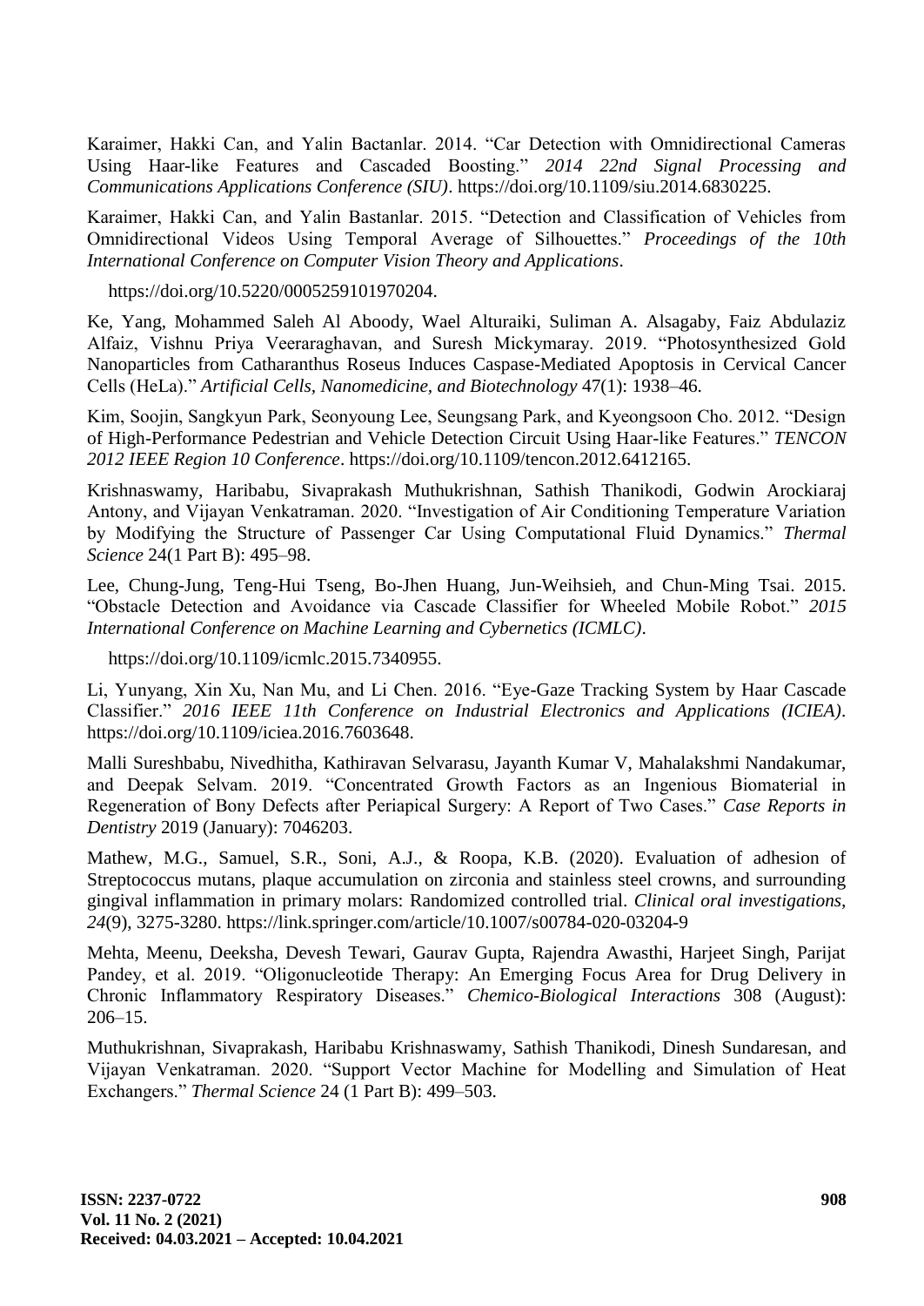Karaimer, Hakki Can, and Yalin Bactanlar. 2014. "Car Detection with Omnidirectional Cameras Using Haar-like Features and Cascaded Boosting." *2014 22nd Signal Processing and Communications Applications Conference (SIU)*. https://doi.org/10.1109/siu.2014.6830225.

Karaimer, Hakki Can, and Yalin Bastanlar. 2015. "Detection and Classification of Vehicles from Omnidirectional Videos Using Temporal Average of Silhouettes." *Proceedings of the 10th International Conference on Computer Vision Theory and Applications*.

https://doi.org/10.5220/0005259101970204.

Ke, Yang, Mohammed Saleh Al Aboody, Wael Alturaiki, Suliman A. Alsagaby, Faiz Abdulaziz Alfaiz, Vishnu Priya Veeraraghavan, and Suresh Mickymaray. 2019. "Photosynthesized Gold Nanoparticles from Catharanthus Roseus Induces Caspase-Mediated Apoptosis in Cervical Cancer Cells (HeLa)." *Artificial Cells, Nanomedicine, and Biotechnology* 47(1): 1938–46.

Kim, Soojin, Sangkyun Park, Seonyoung Lee, Seungsang Park, and Kyeongsoon Cho. 2012. "Design of High-Performance Pedestrian and Vehicle Detection Circuit Using Haar-like Features." *TENCON 2012 IEEE Region 10 Conference*. https://doi.org/10.1109/tencon.2012.6412165.

Krishnaswamy, Haribabu, Sivaprakash Muthukrishnan, Sathish Thanikodi, Godwin Arockiaraj Antony, and Vijayan Venkatraman. 2020. "Investigation of Air Conditioning Temperature Variation by Modifying the Structure of Passenger Car Using Computational Fluid Dynamics." *Thermal Science* 24(1 Part B): 495–98.

Lee, Chung-Jung, Teng-Hui Tseng, Bo-Jhen Huang, Jun-Weihsieh, and Chun-Ming Tsai. 2015. "Obstacle Detection and Avoidance via Cascade Classifier for Wheeled Mobile Robot." *2015 International Conference on Machine Learning and Cybernetics (ICMLC)*.

https://doi.org/10.1109/icmlc.2015.7340955.

Li, Yunyang, Xin Xu, Nan Mu, and Li Chen. 2016. "Eye-Gaze Tracking System by Haar Cascade Classifier." *2016 IEEE 11th Conference on Industrial Electronics and Applications (ICIEA)*. https://doi.org/10.1109/iciea.2016.7603648.

Malli Sureshbabu, Nivedhitha, Kathiravan Selvarasu, Jayanth Kumar V, Mahalakshmi Nandakumar, and Deepak Selvam. 2019. "Concentrated Growth Factors as an Ingenious Biomaterial in Regeneration of Bony Defects after Periapical Surgery: A Report of Two Cases." *Case Reports in Dentistry* 2019 (January): 7046203.

Mathew, M.G., Samuel, S.R., Soni, A.J., & Roopa, K.B. (2020). Evaluation of adhesion of Streptococcus mutans, plaque accumulation on zirconia and stainless steel crowns, and surrounding gingival inflammation in primary molars: Randomized controlled trial. *Clinical oral investigations*, *24*(9), 3275-3280. https://link.springer.com/article/10.1007/s00784-020-03204-9

Mehta, Meenu, Deeksha, Devesh Tewari, Gaurav Gupta, Rajendra Awasthi, Harjeet Singh, Parijat Pandey, et al. 2019. "Oligonucleotide Therapy: An Emerging Focus Area for Drug Delivery in Chronic Inflammatory Respiratory Diseases." *Chemico-Biological Interactions* 308 (August): 206–15.

Muthukrishnan, Sivaprakash, Haribabu Krishnaswamy, Sathish Thanikodi, Dinesh Sundaresan, and Vijayan Venkatraman. 2020. "Support Vector Machine for Modelling and Simulation of Heat Exchangers." *Thermal Science* 24 (1 Part B): 499–503.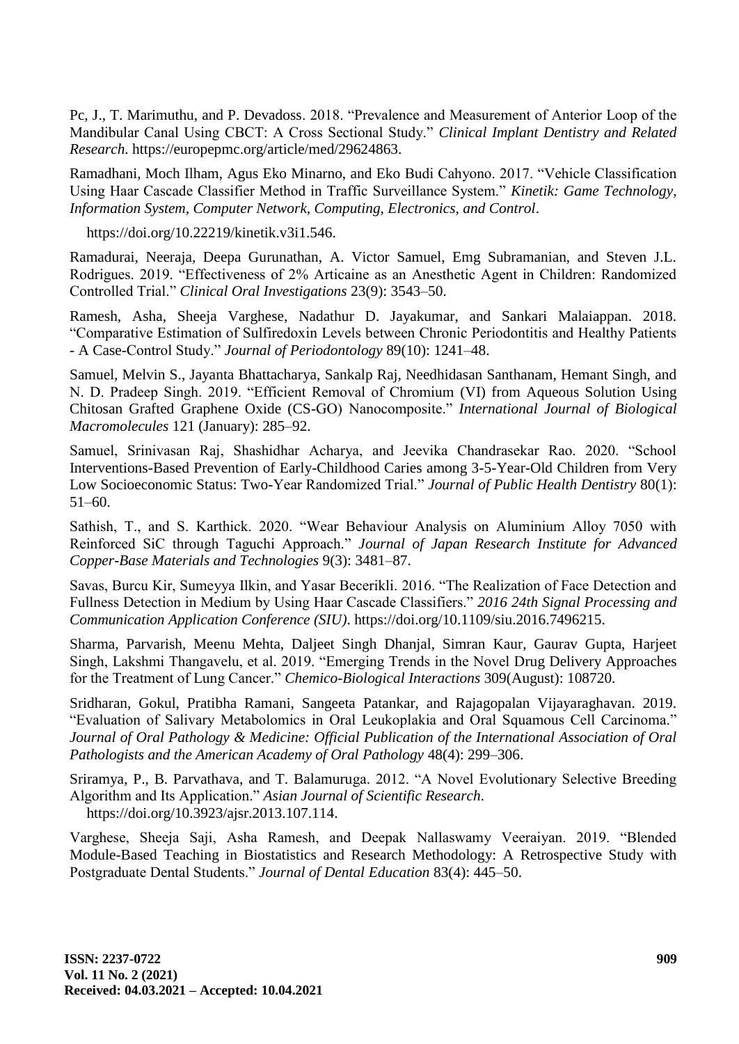Pc, J., T. Marimuthu, and P. Devadoss. 2018. "Prevalence and Measurement of Anterior Loop of the Mandibular Canal Using CBCT: A Cross Sectional Study." *Clinical Implant Dentistry and Related Research*. https://europepmc.org/article/med/29624863.

Ramadhani, Moch Ilham, Agus Eko Minarno, and Eko Budi Cahyono. 2017. "Vehicle Classification Using Haar Cascade Classifier Method in Traffic Surveillance System." *Kinetik: Game Technology, Information System, Computer Network, Computing, Electronics, and Control*. https://doi.org/10.22219/kinetik.v3i1.546.

Ramadurai, Neeraja, Deepa Gurunathan, A. Victor Samuel, Emg Subramanian, and Steven J.L. Rodrigues. 2019. "Effectiveness of 2% Articaine as an Anesthetic Agent in Children: Randomized Controlled Trial." *Clinical Oral Investigations* 23(9): 3543–50.

Ramesh, Asha, Sheeja Varghese, Nadathur D. Jayakumar, and Sankari Malaiappan. 2018. "Comparative Estimation of Sulfiredoxin Levels between Chronic Periodontitis and Healthy Patients - A Case-Control Study." *Journal of Periodontology* 89(10): 1241–48.

Samuel, Melvin S., Jayanta Bhattacharya, Sankalp Raj, Needhidasan Santhanam, Hemant Singh, and N. D. Pradeep Singh. 2019. "Efficient Removal of Chromium (VI) from Aqueous Solution Using Chitosan Grafted Graphene Oxide (CS-GO) Nanocomposite." *International Journal of Biological Macromolecules* 121 (January): 285–92.

Samuel, Srinivasan Raj, Shashidhar Acharya, and Jeevika Chandrasekar Rao. 2020. "School Interventions-Based Prevention of Early-Childhood Caries among 3-5-Year-Old Children from Very Low Socioeconomic Status: Two-Year Randomized Trial." *Journal of Public Health Dentistry* 80(1): 51–60.

Sathish, T., and S. Karthick. 2020. "Wear Behaviour Analysis on Aluminium Alloy 7050 with Reinforced SiC through Taguchi Approach." *Journal of Japan Research Institute for Advanced Copper-Base Materials and Technologies* 9(3): 3481–87.

Savas, Burcu Kir, Sumeyya Ilkin, and Yasar Becerikli. 2016. "The Realization of Face Detection and Fullness Detection in Medium by Using Haar Cascade Classifiers." *2016 24th Signal Processing and Communication Application Conference (SIU)*. https://doi.org/10.1109/siu.2016.7496215.

Sharma, Parvarish, Meenu Mehta, Daljeet Singh Dhanjal, Simran Kaur, Gaurav Gupta, Harjeet Singh, Lakshmi Thangavelu, et al. 2019. "Emerging Trends in the Novel Drug Delivery Approaches for the Treatment of Lung Cancer." *Chemico-Biological Interactions* 309(August): 108720.

Sridharan, Gokul, Pratibha Ramani, Sangeeta Patankar, and Rajagopalan Vijayaraghavan. 2019. "Evaluation of Salivary Metabolomics in Oral Leukoplakia and Oral Squamous Cell Carcinoma." *Journal of Oral Pathology & Medicine: Official Publication of the International Association of Oral Pathologists and the American Academy of Oral Pathology* 48(4): 299–306.

Sriramya, P., B. Parvathava, and T. Balamuruga. 2012. "A Novel Evolutionary Selective Breeding Algorithm and Its Application." *Asian Journal of Scientific Research*. https://doi.org/10.3923/ajsr.2013.107.114.

Varghese, Sheeja Saji, Asha Ramesh, and Deepak Nallaswamy Veeraiyan. 2019. "Blended Module-Based Teaching in Biostatistics and Research Methodology: A Retrospective Study with Postgraduate Dental Students." *Journal of Dental Education* 83(4): 445–50.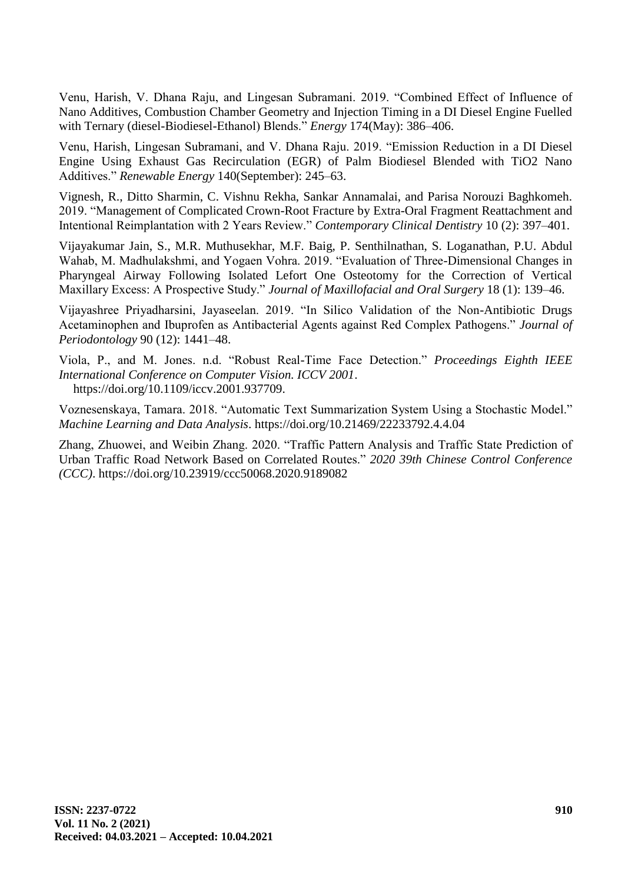Venu, Harish, V. Dhana Raju, and Lingesan Subramani. 2019. "Combined Effect of Influence of Nano Additives, Combustion Chamber Geometry and Injection Timing in a DI Diesel Engine Fuelled with Ternary (diesel-Biodiesel-Ethanol) Blends." *Energy* 174(May): 386–406.

Venu, Harish, Lingesan Subramani, and V. Dhana Raju. 2019. "Emission Reduction in a DI Diesel Engine Using Exhaust Gas Recirculation (EGR) of Palm Biodiesel Blended with TiO2 Nano Additives." *Renewable Energy* 140(September): 245–63.

Vignesh, R., Ditto Sharmin, C. Vishnu Rekha, Sankar Annamalai, and Parisa Norouzi Baghkomeh. 2019. "Management of Complicated Crown-Root Fracture by Extra-Oral Fragment Reattachment and Intentional Reimplantation with 2 Years Review." *Contemporary Clinical Dentistry* 10 (2): 397–401.

Vijayakumar Jain, S., M.R. Muthusekhar, M.F. Baig, P. Senthilnathan, S. Loganathan, P.U. Abdul Wahab, M. Madhulakshmi, and Yogaen Vohra. 2019. "Evaluation of Three-Dimensional Changes in Pharyngeal Airway Following Isolated Lefort One Osteotomy for the Correction of Vertical Maxillary Excess: A Prospective Study." *Journal of Maxillofacial and Oral Surgery* 18 (1): 139–46.

Vijayashree Priyadharsini, Jayaseelan. 2019. "In Silico Validation of the Non-Antibiotic Drugs Acetaminophen and Ibuprofen as Antibacterial Agents against Red Complex Pathogens." *Journal of Periodontology* 90 (12): 1441–48.

Viola, P., and M. Jones. n.d. "Robust Real-Time Face Detection." *Proceedings Eighth IEEE International Conference on Computer Vision. ICCV 2001*. https://doi.org/10.1109/iccv.2001.937709.

Voznesenskaya, Tamara. 2018. "Automatic Text Summarization System Using a Stochastic Model." *Machine Learning and Data Analysis*. https://doi.org/10.21469/22233792.4.4.04

Zhang, Zhuowei, and Weibin Zhang. 2020. "Traffic Pattern Analysis and Traffic State Prediction of Urban Traffic Road Network Based on Correlated Routes." *2020 39th Chinese Control Conference (CCC)*. https://doi.org/10.23919/ccc50068.2020.9189082